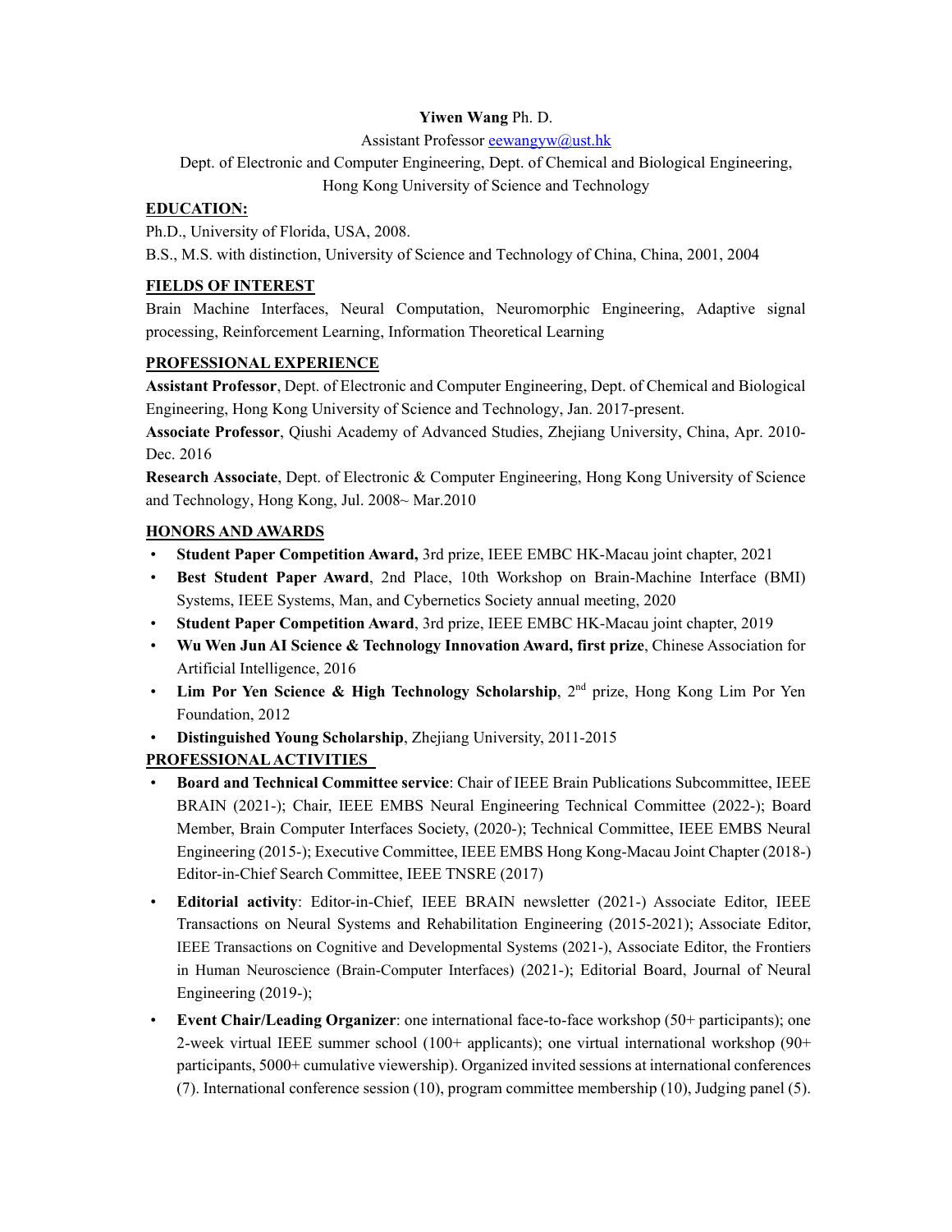**Yiwen Wang** Ph. D.

Assistant Professor eewangyw@ust.hk

Dept. of Electronic and Computer Engineering, Dept. of Chemical and Biological Engineering, Hong Kong University of Science and Technology

## EDUCATION:

Ph.D., University of Florida, USA, 2008.

B.S., M.S. with distinction, University of Science and Technology of China, China, 2001, 2004

## FIELDS OF INTEREST

Brain Machine Interfaces, Neural Computation, Neuromorphic Engineering, Adaptive signal processing, Reinforcement Learning, Information Theoretical Learning

## PROFESSIONAL EXPERIENCE

**Assistant Professor**, Dept. of Electronic and Computer Engineering, Dept. of Chemical and Biological Engineering, Hong Kong University of Science and Technology, Jan. 2017-present.

**Associate Professor**, Qiushi Academy of Advanced Studies, Zhejiang University, China, Apr. 2010-Dec. 2016

**Research Associate**, Dept. of Electronic & Computer Engineering, Hong Kong University of Science and Technology, Hong Kong, Jul. 2008~ Mar.2010

## HONORS AND AWARDS

- **Student Paper Competition Award,** 3rd prize, IEEE EMBC HK-Macau joint chapter, 2021
- **Best Student Paper Award**, 2nd Place, 10th Workshop on Brain-Machine Interface (BMI) Systems, IEEE Systems, Man, and Cybernetics Society annual meeting, 2020
- **Student Paper Competition Award**, 3rd prize, IEEE EMBC HK-Macau joint chapter, 2019
- **Wu Wen Jun AI Science & Technology Innovation Award, first prize**, Chinese Association for Artificial Intelligence, 2016
- **Lim Por Yen Science & High Technology Scholarship**, 2nd prize, Hong Kong Lim Por Yen Foundation, 2012
- **Distinguished Young Scholarship**, Zhejiang University, 2011-2015

## PROFESSIONAL ACTIVITIES

- **Board and Technical Committee service**: Chair of IEEE Brain Publications Subcommittee, IEEE BRAIN (2021-); Chair, IEEE EMBS Neural Engineering Technical Committee (2022-); Board Member, Brain Computer Interfaces Society, (2020-); Technical Committee, IEEE EMBS Neural Engineering (2015-); Executive Committee, IEEE EMBS Hong Kong-Macau Joint Chapter (2018-) Editor-in-Chief Search Committee, IEEE TNSRE (2017)
- **Editorial activity**: Editor-in-Chief, IEEE BRAIN newsletter (2021-) Associate Editor, IEEE Transactions on Neural Systems and Rehabilitation Engineering (2015-2021); Associate Editor, IEEE Transactions on Cognitive and Developmental Systems (2021-), Associate Editor, the Frontiers in Human Neuroscience (Brain-Computer Interfaces) (2021-); Editorial Board, Journal of Neural Engineering (2019-);
- **Event Chair/Leading Organizer**: one international face-to-face workshop (50+ participants); one 2-week virtual IEEE summer school (100+ applicants); one virtual international workshop (90+ participants, 5000+ cumulative viewership). Organized invited sessions at international conferences (7). International conference session (10), program committee membership (10), Judging panel (5).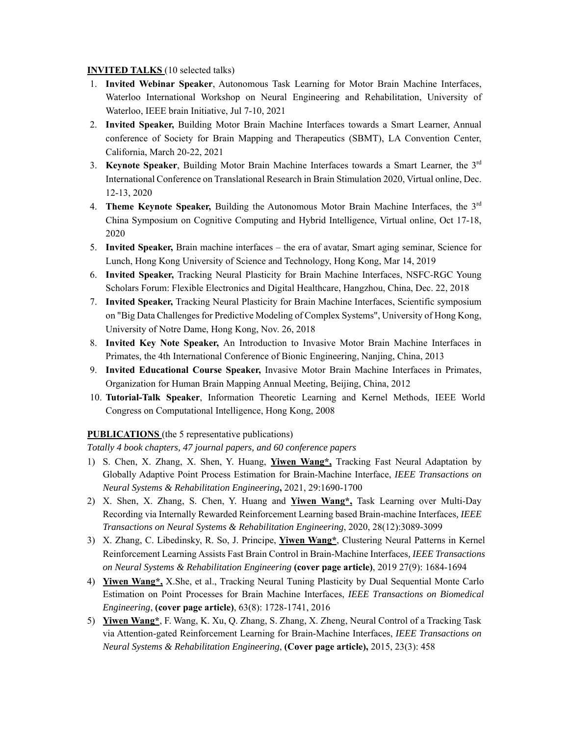**INVITED TALKS** (10 selected talks)

1. **Invited Webinar Speaker**, Autonomous Task Learning for Motor Brain Machine Interfaces, Waterloo International Workshop on Neural Engineering and Rehabilitation, University of Waterloo, IEEE brain Initiative, Jul 7-10, 2021
2. **Invited Speaker,** Building Motor Brain Machine Interfaces towards a Smart Learner, Annual conference of Society for Brain Mapping and Therapeutics (SBMT), LA Convention Center, California, March 20-22, 2021
3. **Keynote Speaker**, Building Motor Brain Machine Interfaces towards a Smart Learner, the 3rd International Conference on Translational Research in Brain Stimulation 2020, Virtual online, Dec. 12-13, 2020
4. **Theme Keynote Speaker,** Building the Autonomous Motor Brain Machine Interfaces, the 3rd China Symposium on Cognitive Computing and Hybrid Intelligence, Virtual online, Oct 17-18, 2020
5. **Invited Speaker,** Brain machine interfaces – the era of avatar, Smart aging seminar, Science for Lunch, Hong Kong University of Science and Technology, Hong Kong, Mar 14, 2019
6. **Invited Speaker,** Tracking Neural Plasticity for Brain Machine Interfaces, NSFC-RGC Young Scholars Forum: Flexible Electronics and Digital Healthcare, Hangzhou, China, Dec. 22, 2018
7. **Invited Speaker,** Tracking Neural Plasticity for Brain Machine Interfaces, Scientific symposium on "Big Data Challenges for Predictive Modeling of Complex Systems", University of Hong Kong, University of Notre Dame, Hong Kong, Nov. 26, 2018
8. **Invited Key Note Speaker,** An Introduction to Invasive Motor Brain Machine Interfaces in Primates, the 4th International Conference of Bionic Engineering, Nanjing, China, 2013
9. **Invited Educational Course Speaker,** Invasive Motor Brain Machine Interfaces in Primates, Organization for Human Brain Mapping Annual Meeting, Beijing, China, 2012
10. **Tutorial-Talk Speaker**, Information Theoretic Learning and Kernel Methods, IEEE World Congress on Computational Intelligence, Hong Kong, 2008

**PUBLICATIONS** (the 5 representative publications)

*Totally 4 book chapters, 47 journal papers, and 60 conference papers*

1) S. Chen, X. Zhang, X. Shen, Y. Huang, **Yiwen Wang*,** Tracking Fast Neural Adaptation by Globally Adaptive Point Process Estimation for Brain-Machine Interface, *IEEE Transactions on Neural Systems & Rehabilitation Engineering***,** 2021, 29:1690-1700
2) X. Shen, X. Zhang, S. Chen, Y. Huang and **Yiwen Wang*,** Task Learning over Multi-Day Recording via Internally Rewarded Reinforcement Learning based Brain-machine Interfaces, *IEEE Transactions on Neural Systems & Rehabilitation Engineering*, 2020, 28(12):3089-3099
3) X. Zhang, C. Libedinsky, R. So, J. Principe, **Yiwen Wang***, Clustering Neural Patterns in Kernel Reinforcement Learning Assists Fast Brain Control in Brain-Machine Interfaces, *IEEE Transactions on Neural Systems & Rehabilitation Engineering* **(cover page article)**, 2019 27(9): 1684-1694
4) **Yiwen Wang*,** X.She, et al., Tracking Neural Tuning Plasticity by Dual Sequential Monte Carlo Estimation on Point Processes for Brain Machine Interfaces, *IEEE Transactions on Biomedical Engineering*, **(cover page article)**, 63(8): 1728-1741, 2016
5) **Yiwen Wang***, F. Wang, K. Xu, Q. Zhang, S. Zhang, X. Zheng, Neural Control of a Tracking Task via Attention-gated Reinforcement Learning for Brain-Machine Interfaces, *IEEE Transactions on Neural Systems & Rehabilitation Engineering*, **(Cover page article),** 2015, 23(3): 458